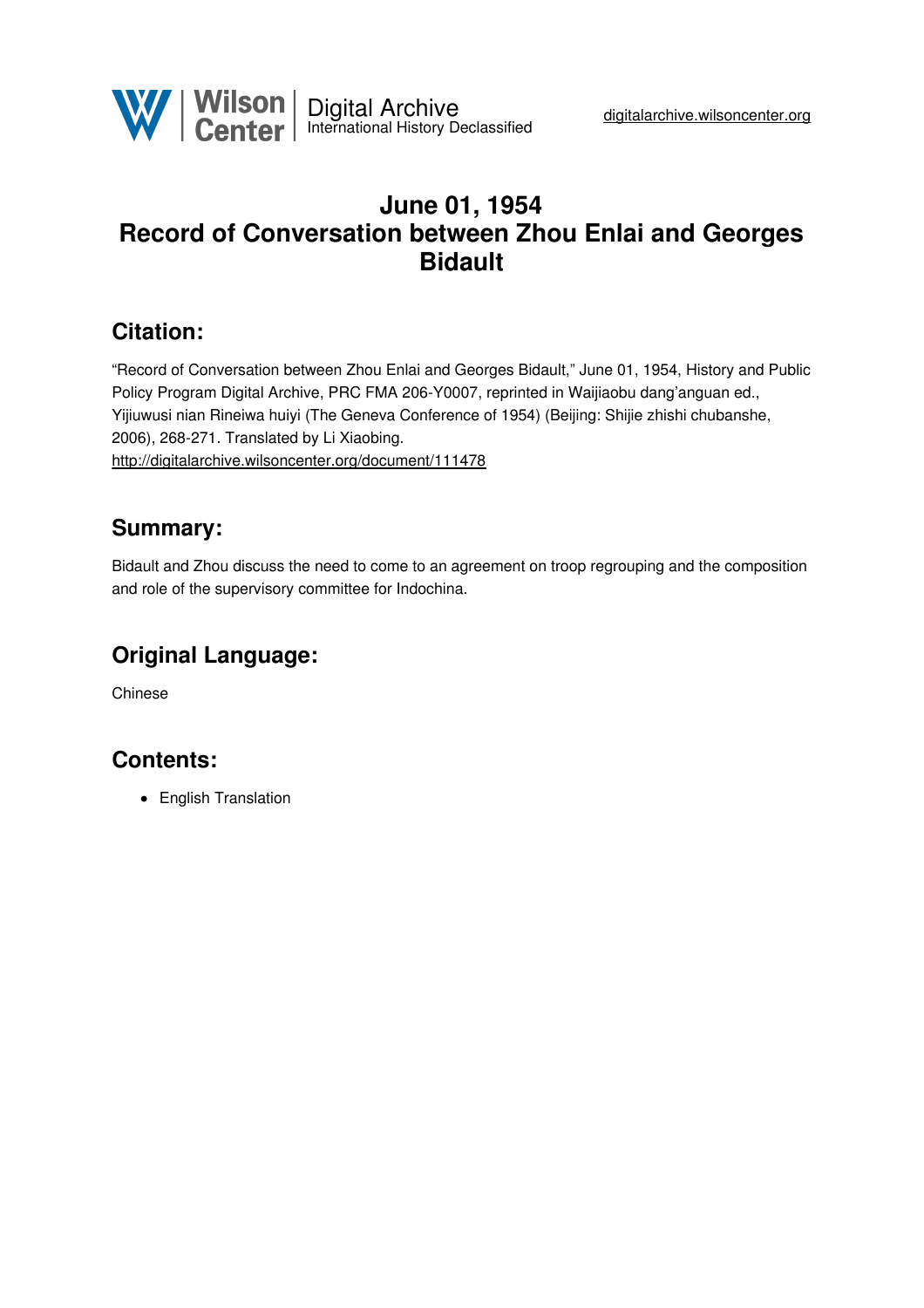# June 01, 1954
# Record of Conversation between Zhou Enlai and Georges Bidault

## Citation:

"Record of Conversation between Zhou Enlai and Georges Bidault," June 01, 1954, History and Public Policy Program Digital Archive, PRC FMA 206-Y0007, reprinted in Waijiaobu dang'anguan ed., Yijiuwusi nian Rineiwa huiyi (The Geneva Conference of 1954) (Beijing: Shijie zhishi chubanshe, 2006), 268-271. Translated by Li Xiaobing.
http://digitalarchive.wilsoncenter.org/document/111478

## Summary:

Bidault and Zhou discuss the need to come to an agreement on troop regrouping and the composition and role of the supervisory committee for Indochina.

## Original Language:

Chinese

## Contents:

- English Translation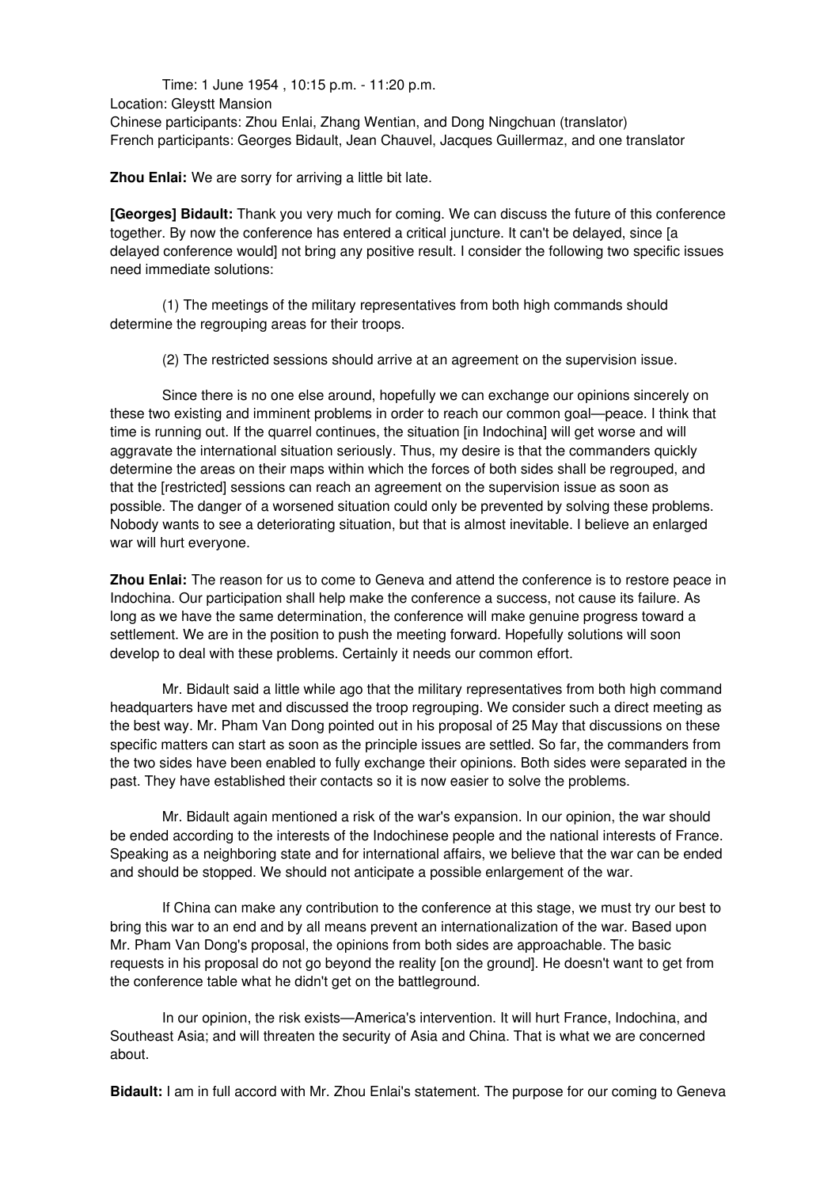Time: 1 June 1954 , 10:15 p.m. - 11:20 p.m.
Location: Gleystt Mansion
Chinese participants: Zhou Enlai, Zhang Wentian, and Dong Ningchuan (translator)
French participants: Georges Bidault, Jean Chauvel, Jacques Guillermaz, and one translator

**Zhou Enlai:** We are sorry for arriving a little bit late.

**[Georges] Bidault:** Thank you very much for coming. We can discuss the future of this conference together. By now the conference has entered a critical juncture. It can't be delayed, since [a delayed conference would] not bring any positive result. I consider the following two specific issues need immediate solutions:

(1) The meetings of the military representatives from both high commands should determine the regrouping areas for their troops.

(2) The restricted sessions should arrive at an agreement on the supervision issue.

Since there is no one else around, hopefully we can exchange our opinions sincerely on these two existing and imminent problems in order to reach our common goal—peace. I think that time is running out. If the quarrel continues, the situation [in Indochina] will get worse and will aggravate the international situation seriously. Thus, my desire is that the commanders quickly determine the areas on their maps within which the forces of both sides shall be regrouped, and that the [restricted] sessions can reach an agreement on the supervision issue as soon as possible. The danger of a worsened situation could only be prevented by solving these problems. Nobody wants to see a deteriorating situation, but that is almost inevitable. I believe an enlarged war will hurt everyone.

**Zhou Enlai:** The reason for us to come to Geneva and attend the conference is to restore peace in Indochina. Our participation shall help make the conference a success, not cause its failure. As long as we have the same determination, the conference will make genuine progress toward a settlement. We are in the position to push the meeting forward. Hopefully solutions will soon develop to deal with these problems. Certainly it needs our common effort.

Mr. Bidault said a little while ago that the military representatives from both high command headquarters have met and discussed the troop regrouping. We consider such a direct meeting as the best way. Mr. Pham Van Dong pointed out in his proposal of 25 May that discussions on these specific matters can start as soon as the principle issues are settled. So far, the commanders from the two sides have been enabled to fully exchange their opinions. Both sides were separated in the past. They have established their contacts so it is now easier to solve the problems.

Mr. Bidault again mentioned a risk of the war's expansion. In our opinion, the war should be ended according to the interests of the Indochinese people and the national interests of France. Speaking as a neighboring state and for international affairs, we believe that the war can be ended and should be stopped. We should not anticipate a possible enlargement of the war.

If China can make any contribution to the conference at this stage, we must try our best to bring this war to an end and by all means prevent an internationalization of the war. Based upon Mr. Pham Van Dong's proposal, the opinions from both sides are approachable. The basic requests in his proposal do not go beyond the reality [on the ground]. He doesn't want to get from the conference table what he didn't get on the battleground.

In our opinion, the risk exists—America's intervention. It will hurt France, Indochina, and Southeast Asia; and will threaten the security of Asia and China. That is what we are concerned about.

**Bidault:** I am in full accord with Mr. Zhou Enlai's statement. The purpose for our coming to Geneva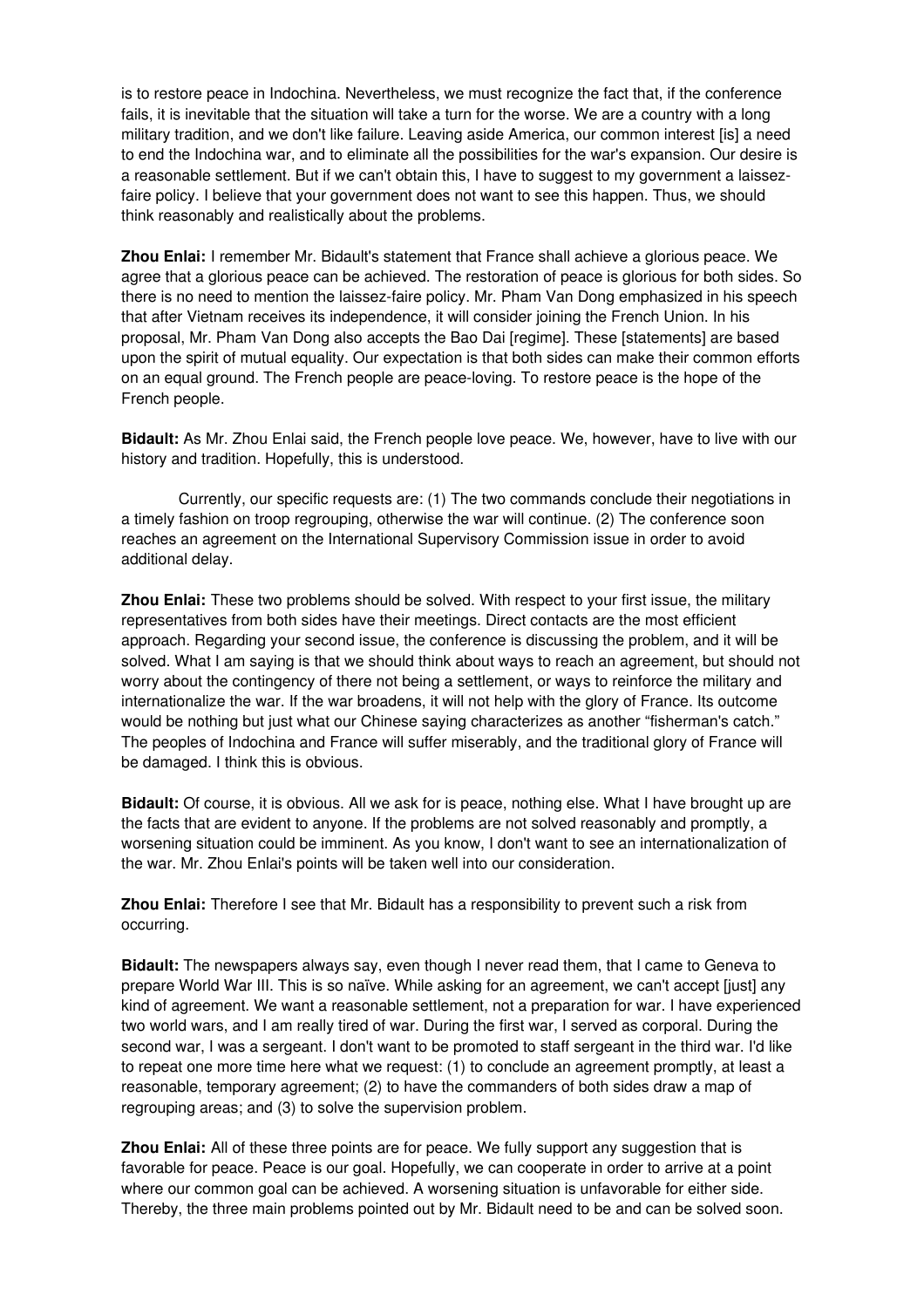is to restore peace in Indochina. Nevertheless, we must recognize the fact that, if the conference fails, it is inevitable that the situation will take a turn for the worse. We are a country with a long military tradition, and we don't like failure. Leaving aside America, our common interest [is] a need to end the Indochina war, and to eliminate all the possibilities for the war's expansion. Our desire is a reasonable settlement. But if we can't obtain this, I have to suggest to my government a laissez-faire policy. I believe that your government does not want to see this happen. Thus, we should think reasonably and realistically about the problems.

**Zhou Enlai:** I remember Mr. Bidault's statement that France shall achieve a glorious peace. We agree that a glorious peace can be achieved. The restoration of peace is glorious for both sides. So there is no need to mention the laissez-faire policy. Mr. Pham Van Dong emphasized in his speech that after Vietnam receives its independence, it will consider joining the French Union. In his proposal, Mr. Pham Van Dong also accepts the Bao Dai [regime]. These [statements] are based upon the spirit of mutual equality. Our expectation is that both sides can make their common efforts on an equal ground. The French people are peace-loving. To restore peace is the hope of the French people.

**Bidault:** As Mr. Zhou Enlai said, the French people love peace. We, however, have to live with our history and tradition. Hopefully, this is understood.

Currently, our specific requests are: (1) The two commands conclude their negotiations in a timely fashion on troop regrouping, otherwise the war will continue. (2) The conference soon reaches an agreement on the International Supervisory Commission issue in order to avoid additional delay.

**Zhou Enlai:** These two problems should be solved. With respect to your first issue, the military representatives from both sides have their meetings. Direct contacts are the most efficient approach. Regarding your second issue, the conference is discussing the problem, and it will be solved. What I am saying is that we should think about ways to reach an agreement, but should not worry about the contingency of there not being a settlement, or ways to reinforce the military and internationalize the war. If the war broadens, it will not help with the glory of France. Its outcome would be nothing but just what our Chinese saying characterizes as another "fisherman's catch." The peoples of Indochina and France will suffer miserably, and the traditional glory of France will be damaged. I think this is obvious.

**Bidault:** Of course, it is obvious. All we ask for is peace, nothing else. What I have brought up are the facts that are evident to anyone. If the problems are not solved reasonably and promptly, a worsening situation could be imminent. As you know, I don't want to see an internationalization of the war. Mr. Zhou Enlai's points will be taken well into our consideration.

**Zhou Enlai:** Therefore I see that Mr. Bidault has a responsibility to prevent such a risk from occurring.

**Bidault:** The newspapers always say, even though I never read them, that I came to Geneva to prepare World War III. This is so naïve. While asking for an agreement, we can't accept [just] any kind of agreement. We want a reasonable settlement, not a preparation for war. I have experienced two world wars, and I am really tired of war. During the first war, I served as corporal. During the second war, I was a sergeant. I don't want to be promoted to staff sergeant in the third war. I'd like to repeat one more time here what we request: (1) to conclude an agreement promptly, at least a reasonable, temporary agreement; (2) to have the commanders of both sides draw a map of regrouping areas; and (3) to solve the supervision problem.

**Zhou Enlai:** All of these three points are for peace. We fully support any suggestion that is favorable for peace. Peace is our goal. Hopefully, we can cooperate in order to arrive at a point where our common goal can be achieved. A worsening situation is unfavorable for either side. Thereby, the three main problems pointed out by Mr. Bidault need to be and can be solved soon.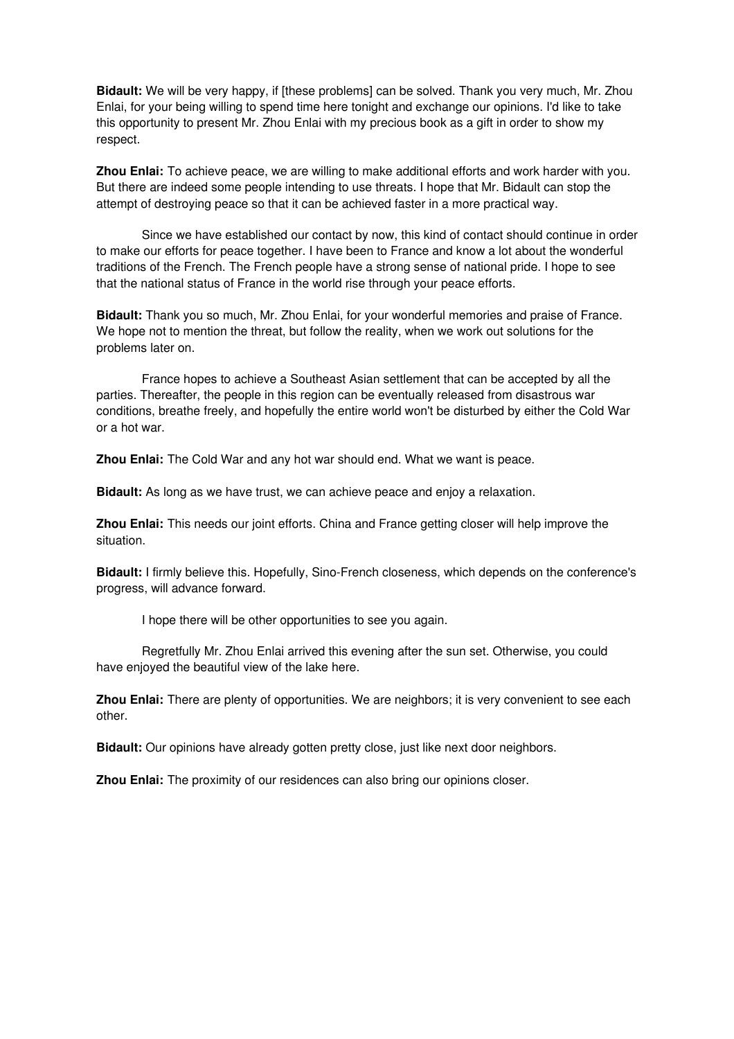**Bidault:** We will be very happy, if [these problems] can be solved. Thank you very much, Mr. Zhou Enlai, for your being willing to spend time here tonight and exchange our opinions. I'd like to take this opportunity to present Mr. Zhou Enlai with my precious book as a gift in order to show my respect.

**Zhou Enlai:** To achieve peace, we are willing to make additional efforts and work harder with you. But there are indeed some people intending to use threats. I hope that Mr. Bidault can stop the attempt of destroying peace so that it can be achieved faster in a more practical way.

Since we have established our contact by now, this kind of contact should continue in order to make our efforts for peace together. I have been to France and know a lot about the wonderful traditions of the French. The French people have a strong sense of national pride. I hope to see that the national status of France in the world rise through your peace efforts.

**Bidault:** Thank you so much, Mr. Zhou Enlai, for your wonderful memories and praise of France. We hope not to mention the threat, but follow the reality, when we work out solutions for the problems later on.

France hopes to achieve a Southeast Asian settlement that can be accepted by all the parties. Thereafter, the people in this region can be eventually released from disastrous war conditions, breathe freely, and hopefully the entire world won't be disturbed by either the Cold War or a hot war.

**Zhou Enlai:** The Cold War and any hot war should end. What we want is peace.

**Bidault:** As long as we have trust, we can achieve peace and enjoy a relaxation.

**Zhou Enlai:** This needs our joint efforts. China and France getting closer will help improve the situation.

**Bidault:** I firmly believe this. Hopefully, Sino-French closeness, which depends on the conference's progress, will advance forward.

I hope there will be other opportunities to see you again.

Regretfully Mr. Zhou Enlai arrived this evening after the sun set. Otherwise, you could have enjoyed the beautiful view of the lake here.

**Zhou Enlai:** There are plenty of opportunities. We are neighbors; it is very convenient to see each other.

**Bidault:** Our opinions have already gotten pretty close, just like next door neighbors.

**Zhou Enlai:** The proximity of our residences can also bring our opinions closer.